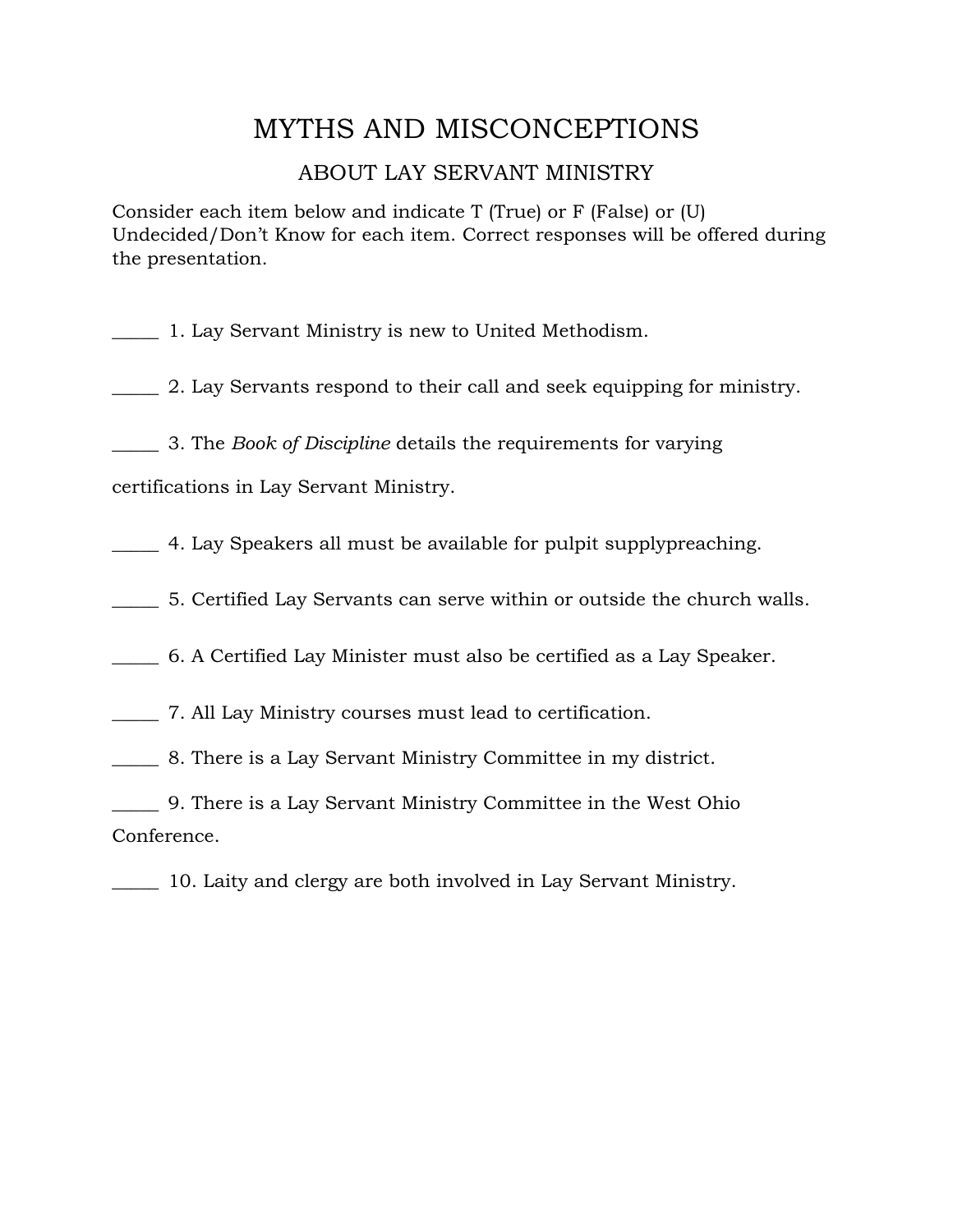# MYTHS AND MISCONCEPTIONS

## ABOUT LAY SERVANT MINISTRY

Consider each item below and indicate T (True) or F (False) or (U) Undecided/Don't Know for each item. Correct responses will be offered during the presentation.

_____ 1. Lay Servant Ministry is new to United Methodism.

_____ 2. Lay Servants respond to their call and seek equipping for ministry.

_____ 3. The *Book of Discipline* details the requirements for varying certifications in Lay Servant Ministry.

_____ 4. Lay Speakers all must be available for pulpit supplypreaching.

_____ 5. Certified Lay Servants can serve within or outside the church walls.

_____ 6. A Certified Lay Minister must also be certified as a Lay Speaker.

_____ 7. All Lay Ministry courses must lead to certification.

_____ 8. There is a Lay Servant Ministry Committee in my district.

_____ 9. There is a Lay Servant Ministry Committee in the West Ohio Conference.

_____ 10. Laity and clergy are both involved in Lay Servant Ministry.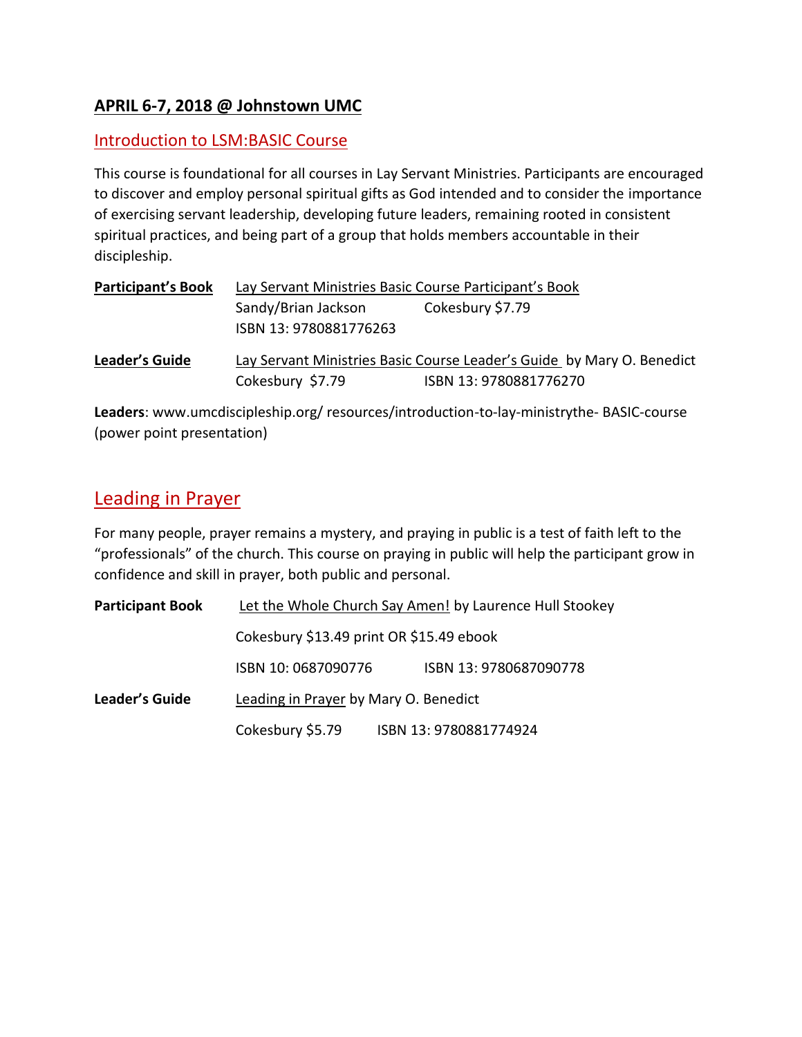## **APRIL 6-7, 2018 @ Johnstown UMC**

### Introduction to LSM:BASIC Course

This course is foundational for all courses in Lay Servant Ministries. Participants are encouraged to discover and employ personal spiritual gifts as God intended and to consider the importance of exercising servant leadership, developing future leaders, remaining rooted in consistent spiritual practices, and being part of a group that holds members accountable in their discipleship.

**Participant's Book** Lay Servant Ministries Basic Course Participant's Book
Sandy/Brian Jackson Cokesbury $7.79
ISBN 13: 9780881776263

**Leader's Guide** Lay Servant Ministries Basic Course Leader's Guide by Mary O. Benedict
Cokesbury $7.79 ISBN 13: 9780881776270

**Leaders**: www.umcdiscipleship.org/ resources/introduction-to-lay-ministrythe- BASIC-course (power point presentation)

## Leading in Prayer

For many people, prayer remains a mystery, and praying in public is a test of faith left to the "professionals" of the church. This course on praying in public will help the participant grow in confidence and skill in prayer, both public and personal.

**Participant Book** Let the Whole Church Say Amen! by Laurence Hull Stookey
Cokesbury $13.49 print OR $15.49 ebook
ISBN 10: 0687090776 ISBN 13: 9780687090778

**Leader's Guide** Leading in Prayer by Mary O. Benedict
Cokesbury $5.79 ISBN 13: 9780881774924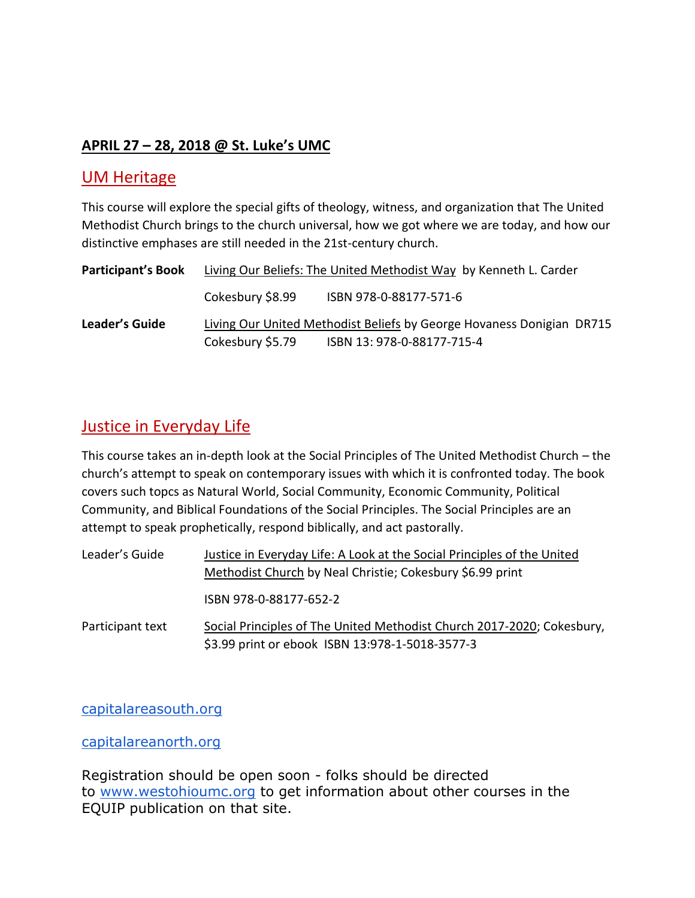**APRIL 27 – 28, 2018 @ St. Luke's UMC**

## UM Heritage

This course will explore the special gifts of theology, witness, and organization that The United Methodist Church brings to the church universal, how we got where we are today, and how our distinctive emphases are still needed in the 21st-century church.

| | | |
|---|---|---|
| **Participant's Book** | Living Our Beliefs: The United Methodist Way by Kenneth L. Carder | |
| | Cokesbury $8.99 | ISBN 978-0-88177-571-6 |
| **Leader's Guide** | Living Our United Methodist Beliefs by George Hovaness Donigian DR715 | |
| | Cokesbury $5.79 | ISBN 13: 978-0-88177-715-4 |

## Justice in Everyday Life

This course takes an in-depth look at the Social Principles of The United Methodist Church – the church's attempt to speak on contemporary issues with which it is confronted today. The book covers such topcs as Natural World, Social Community, Economic Community, Political Community, and Biblical Foundations of the Social Principles. The Social Principles are an attempt to speak prophetically, respond biblically, and act pastorally.

| | |
|---|---|
| Leader's Guide | Justice in Everyday Life: A Look at the Social Principles of the United Methodist Church by Neal Christie; Cokesbury $6.99 print |
| | ISBN 978-0-88177-652-2 |
| Participant text | Social Principles of The United Methodist Church 2017-2020; Cokesbury, $3.99 print or ebook ISBN 13:978-1-5018-3577-3 |

capitalareasouth.org

capitalareanorth.org

Registration should be open soon - folks should be directed to www.westohioumc.org to get information about other courses in the EQUIP publication on that site.